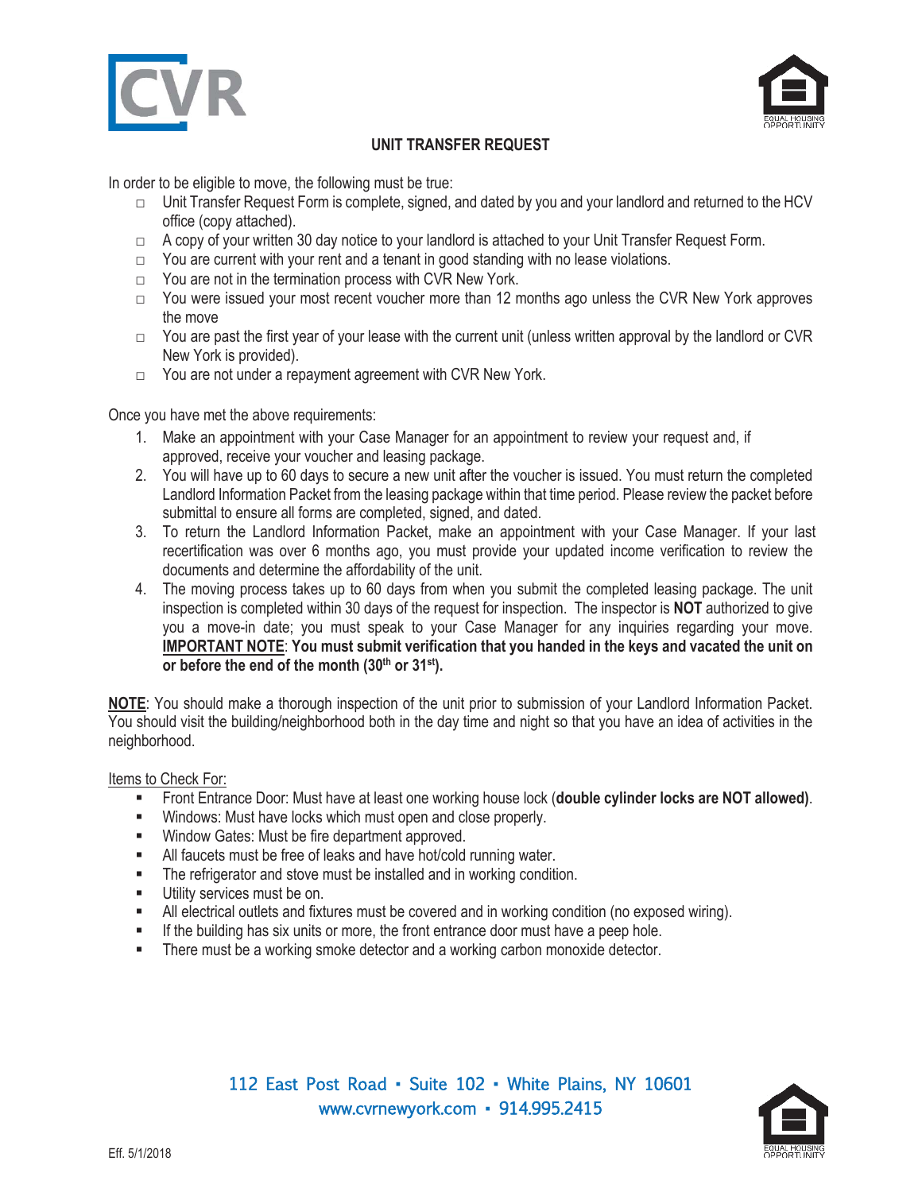CVR

# UNIT TRANSFER REQUEST

In order to be eligible to move, the following must be true:

- □ Unit Transfer Request Form is complete, signed, and dated by you and your landlord and returned to the HCV office (copy attached).
- □ A copy of your written 30 day notice to your landlord is attached to your Unit Transfer Request Form.
- □ You are current with your rent and a tenant in good standing with no lease violations.
- □ You are not in the termination process with CVR New York.
- □ You were issued your most recent voucher more than 12 months ago unless the CVR New York approves the move
- □ You are past the first year of your lease with the current unit (unless written approval by the landlord or CVR New York is provided).
- □ You are not under a repayment agreement with CVR New York.

Once you have met the above requirements:

1. Make an appointment with your Case Manager for an appointment to review your request and, if approved, receive your voucher and leasing package.
2. You will have up to 60 days to secure a new unit after the voucher is issued. You must return the completed Landlord Information Packet from the leasing package within that time period. Please review the packet before submittal to ensure all forms are completed, signed, and dated.
3. To return the Landlord Information Packet, make an appointment with your Case Manager. If your last recertification was over 6 months ago, you must provide your updated income verification to review the documents and determine the affordability of the unit.
4. The moving process takes up to 60 days from when you submit the completed leasing package. The unit inspection is completed within 30 days of the request for inspection. The inspector is **NOT** authorized to give you a move-in date; you must speak to your Case Manager for any inquiries regarding your move. **<u>IMPORTANT NOTE</u>**: **You must submit verification that you handed in the keys and vacated the unit on or before the end of the month (30th or 31st).**

**<u>NOTE</u>**: You should make a thorough inspection of the unit prior to submission of your Landlord Information Packet. You should visit the building/neighborhood both in the day time and night so that you have an idea of activities in the neighborhood.

<u>Items to Check For:</u>

- Front Entrance Door: Must have at least one working house lock (**double cylinder locks are NOT allowed**).
- Windows: Must have locks which must open and close properly.
- Window Gates: Must be fire department approved.
- All faucets must be free of leaks and have hot/cold running water.
- The refrigerator and stove must be installed and in working condition.
- Utility services must be on.
- All electrical outlets and fixtures must be covered and in working condition (no exposed wiring).
- If the building has six units or more, the front entrance door must have a peep hole.
- There must be a working smoke detector and a working carbon monoxide detector.

112 East Post Road ▪ Suite 102 ▪ White Plains, NY 10601
www.cvrnewyork.com ▪ 914.995.2415

Eff. 5/1/2018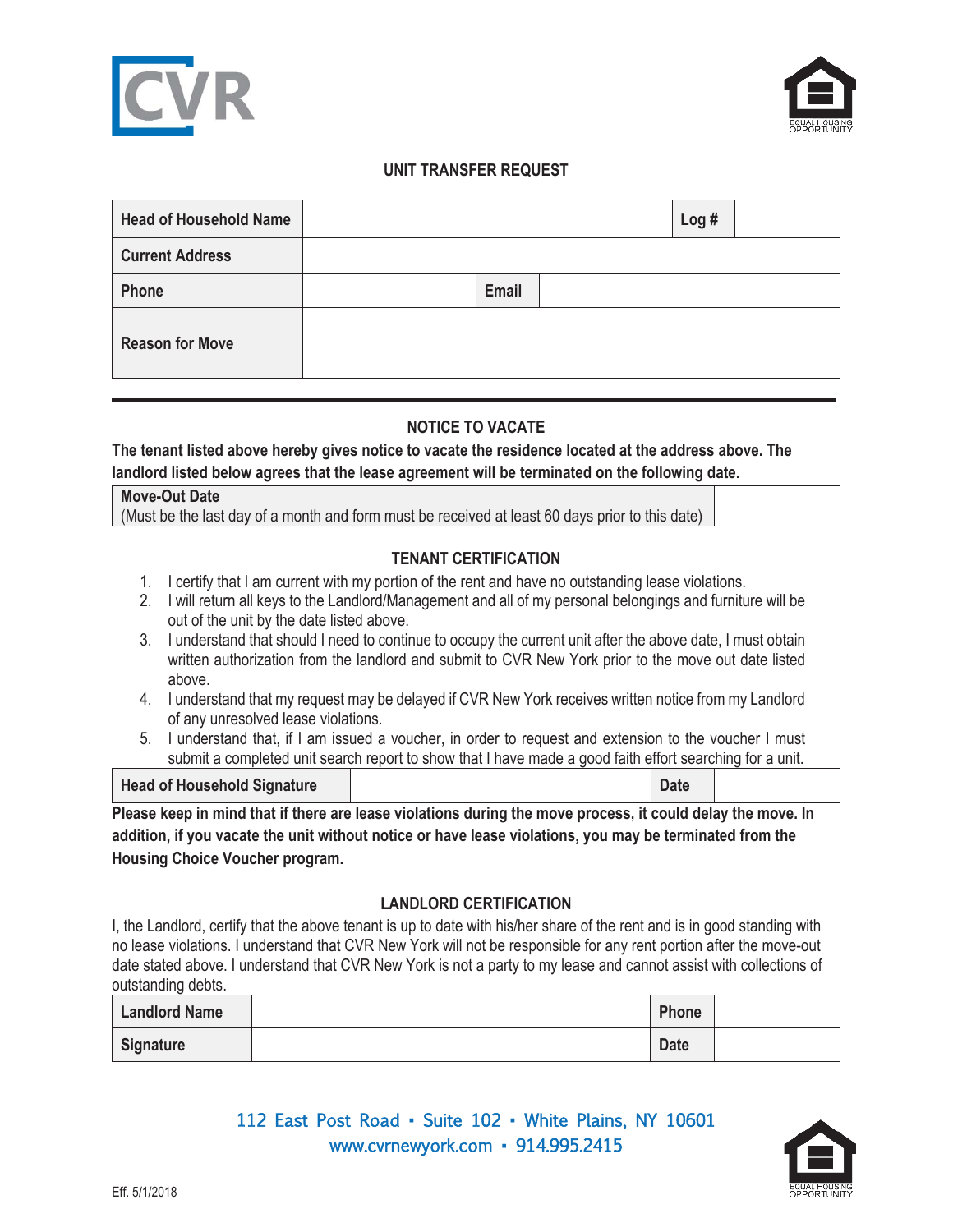CVR

EQUAL HOUSING OPPORTUNITY

## UNIT TRANSFER REQUEST

| Head of Household Name | | Log # | |
|---|---|---|---|
| Current Address | | | |
| Phone | | Email | |
| Reason for Move | | | |

## NOTICE TO VACATE

**The tenant listed above hereby gives notice to vacate the residence located at the address above. The landlord listed below agrees that the lease agreement will be terminated on the following date.**

| **Move-Out Date** (Must be the last day of a month and form must be received at least 60 days prior to this date) | |
|---|---|

## TENANT CERTIFICATION

1. I certify that I am current with my portion of the rent and have no outstanding lease violations.
2. I will return all keys to the Landlord/Management and all of my personal belongings and furniture will be out of the unit by the date listed above.
3. I understand that should I need to continue to occupy the current unit after the above date, I must obtain written authorization from the landlord and submit to CVR New York prior to the move out date listed above.
4. I understand that my request may be delayed if CVR New York receives written notice from my Landlord of any unresolved lease violations.
5. I understand that, if I am issued a voucher, in order to request and extension to the voucher I must submit a completed unit search report to show that I have made a good faith effort searching for a unit.

| Head of Household Signature | | Date | |
|---|---|---|---|

**Please keep in mind that if there are lease violations during the move process, it could delay the move. In addition, if you vacate the unit without notice or have lease violations, you may be terminated from the Housing Choice Voucher program.**

## LANDLORD CERTIFICATION

I, the Landlord, certify that the above tenant is up to date with his/her share of the rent and is in good standing with no lease violations. I understand that CVR New York will not be responsible for any rent portion after the move-out date stated above. I understand that CVR New York is not a party to my lease and cannot assist with collections of outstanding debts.

| Landlord Name | | Phone | |
|---|---|---|---|
| Signature | | Date | |

112 East Post Road • Suite 102 • White Plains, NY 10601
www.cvrnewyork.com • 914.995.2415

Eff. 5/1/2018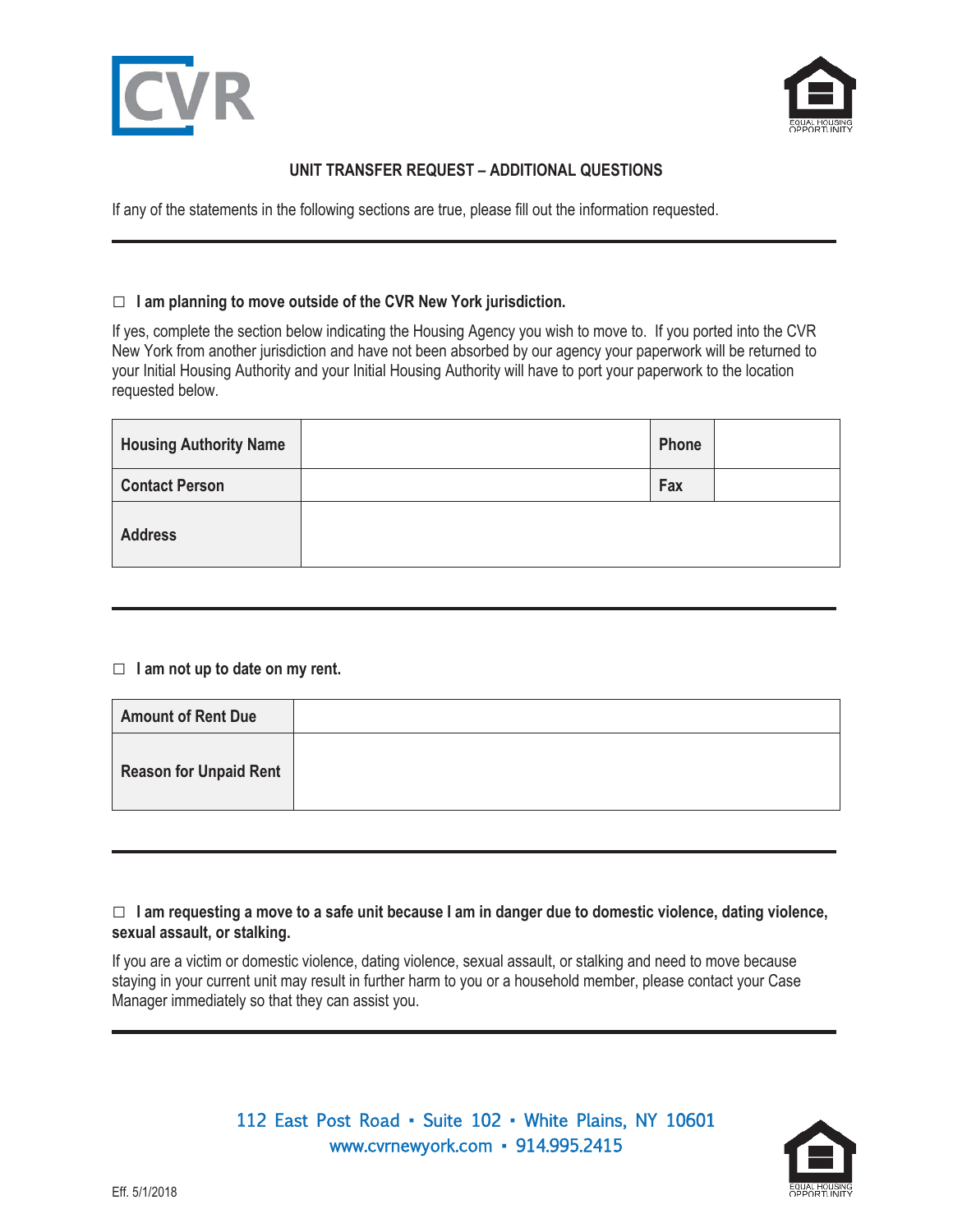CVR

# UNIT TRANSFER REQUEST – ADDITIONAL QUESTIONS

If any of the statements in the following sections are true, please fill out the information requested.

---

☐ **I am planning to move outside of the CVR New York jurisdiction.**

If yes, complete the section below indicating the Housing Agency you wish to move to. If you ported into the CVR New York from another jurisdiction and have not been absorbed by our agency your paperwork will be returned to your Initial Housing Authority and your Initial Housing Authority will have to port your paperwork to the location requested below.

| | | | |
|---|---|---|---|
| **Housing Authority Name** | | **Phone** | |
| **Contact Person** | | **Fax** | |
| **Address** | | | |

---

☐ **I am not up to date on my rent.**

| | |
|---|---|
| **Amount of Rent Due** | |
| **Reason for Unpaid Rent** | |

---

☐ **I am requesting a move to a safe unit because I am in danger due to domestic violence, dating violence, sexual assault, or stalking.**

If you are a victim or domestic violence, dating violence, sexual assault, or stalking and need to move because staying in your current unit may result in further harm to you or a household member, please contact your Case Manager immediately so that they can assist you.

---

112 East Post Road ▪ Suite 102 ▪ White Plains, NY 10601
www.cvrnewyork.com ▪ 914.995.2415

Eff. 5/1/2018